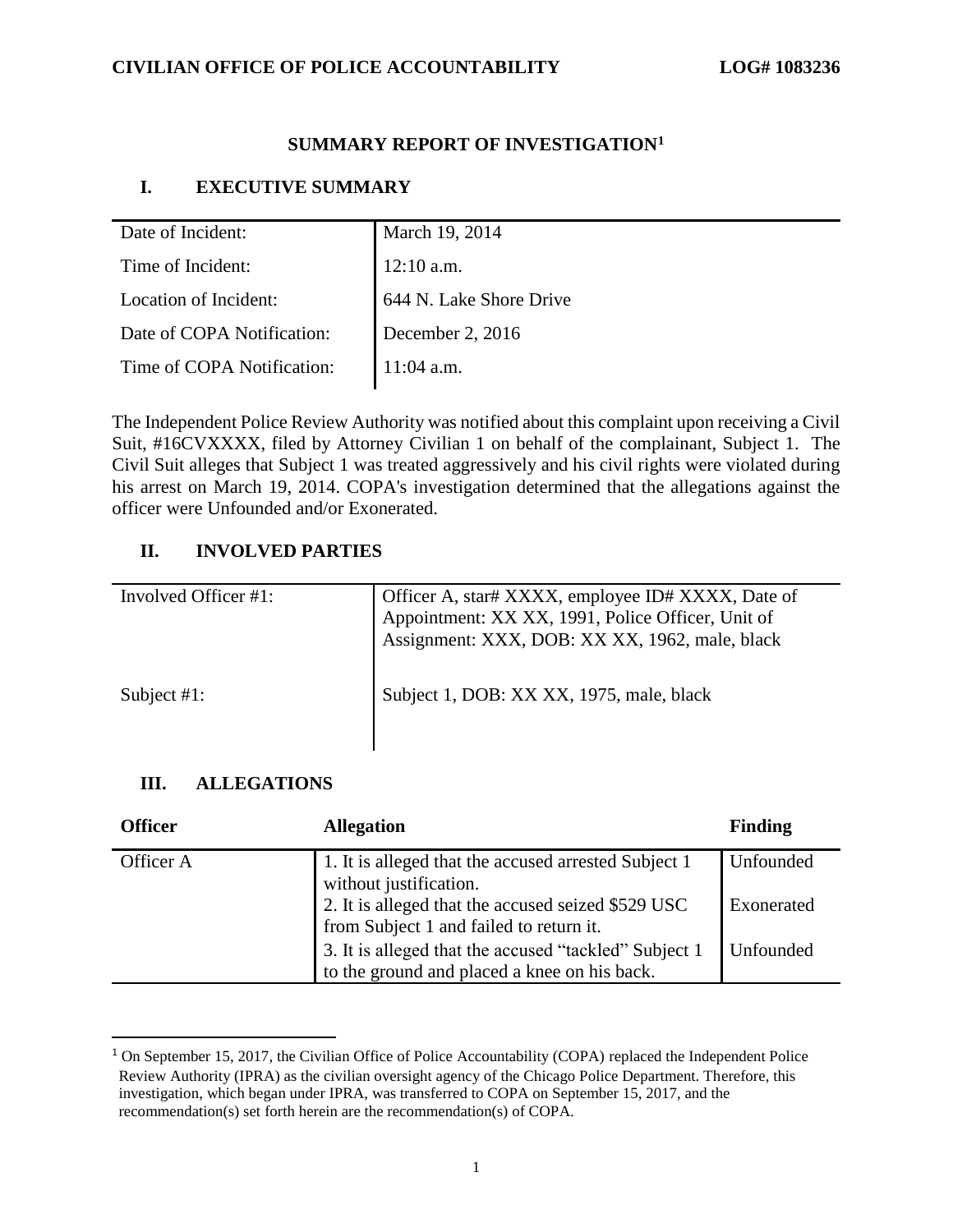## SUMMARY REPORT OF INVESTIGATION[1]

### I. EXECUTIVE SUMMARY

| | |
|---|---|
| Date of Incident: | March 19, 2014 |
| Time of Incident: | 12:10 a.m. |
| Location of Incident: | 644 N. Lake Shore Drive |
| Date of COPA Notification: | December 2, 2016 |
| Time of COPA Notification: | 11:04 a.m. |

The Independent Police Review Authority was notified about this complaint upon receiving a Civil Suit, #16CVXXXX, filed by Attorney Civilian 1 on behalf of the complainant, Subject 1. The Civil Suit alleges that Subject 1 was treated aggressively and his civil rights were violated during his arrest on March 19, 2014. COPA's investigation determined that the allegations against the officer were Unfounded and/or Exonerated.

### II. INVOLVED PARTIES

| | |
|---|---|
| Involved Officer #1: | Officer A, star# XXXX, employee ID# XXXX, Date of Appointment: XX XX, 1991, Police Officer, Unit of Assignment: XXX, DOB: XX XX, 1962, male, black |
| Subject #1: | Subject 1, DOB: XX XX, 1975, male, black |

### III. ALLEGATIONS

| Officer | Allegation | Finding |
|---|---|---|
| Officer A | 1. It is alleged that the accused arrested Subject 1 without justification. | Unfounded |
| | 2. It is alleged that the accused seized $529 USC from Subject 1 and failed to return it. | Exonerated |
| | 3. It is alleged that the accused "tackled" Subject 1 to the ground and placed a knee on his back. | Unfounded |

[1] On September 15, 2017, the Civilian Office of Police Accountability (COPA) replaced the Independent Police Review Authority (IPRA) as the civilian oversight agency of the Chicago Police Department. Therefore, this investigation, which began under IPRA, was transferred to COPA on September 15, 2017, and the recommendation(s) set forth herein are the recommendation(s) of COPA.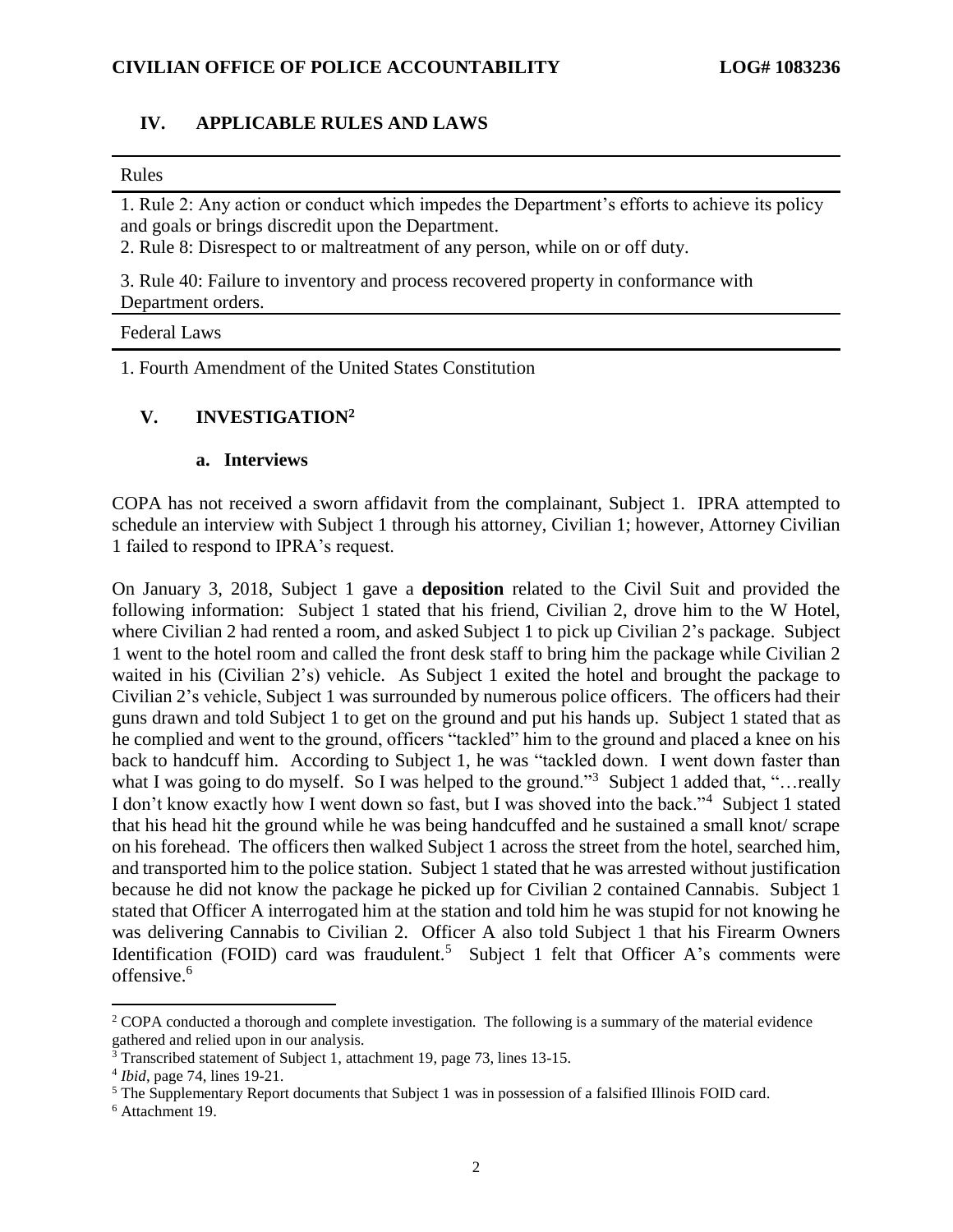## IV. APPLICABLE RULES AND LAWS

| Rules |
|---|
| 1. Rule 2: Any action or conduct which impedes the Department's efforts to achieve its policy and goals or brings discredit upon the Department.<br>2. Rule 8: Disrespect to or maltreatment of any person, while on or off duty. |
| 3. Rule 40: Failure to inventory and process recovered property in conformance with Department orders. |
| **Federal Laws** |
| 1. Fourth Amendment of the United States Constitution |

## V. INVESTIGATION[2]

### a. Interviews

COPA has not received a sworn affidavit from the complainant, Subject 1. IPRA attempted to schedule an interview with Subject 1 through his attorney, Civilian 1; however, Attorney Civilian 1 failed to respond to IPRA's request.

On January 3, 2018, Subject 1 gave a **deposition** related to the Civil Suit and provided the following information: Subject 1 stated that his friend, Civilian 2, drove him to the W Hotel, where Civilian 2 had rented a room, and asked Subject 1 to pick up Civilian 2's package. Subject 1 went to the hotel room and called the front desk staff to bring him the package while Civilian 2 waited in his (Civilian 2's) vehicle. As Subject 1 exited the hotel and brought the package to Civilian 2's vehicle, Subject 1 was surrounded by numerous police officers. The officers had their guns drawn and told Subject 1 to get on the ground and put his hands up. Subject 1 stated that as he complied and went to the ground, officers "tackled" him to the ground and placed a knee on his back to handcuff him. According to Subject 1, he was "tackled down. I went down faster than what I was going to do myself. So I was helped to the ground."[3] Subject 1 added that, "…really I don't know exactly how I went down so fast, but I was shoved into the back."[4] Subject 1 stated that his head hit the ground while he was being handcuffed and he sustained a small knot/ scrape on his forehead. The officers then walked Subject 1 across the street from the hotel, searched him, and transported him to the police station. Subject 1 stated that he was arrested without justification because he did not know the package he picked up for Civilian 2 contained Cannabis. Subject 1 stated that Officer A interrogated him at the station and told him he was stupid for not knowing he was delivering Cannabis to Civilian 2. Officer A also told Subject 1 that his Firearm Owners Identification (FOID) card was fraudulent.[5] Subject 1 felt that Officer A's comments were offensive.[6]

---

[2] COPA conducted a thorough and complete investigation. The following is a summary of the material evidence gathered and relied upon in our analysis.

[3] Transcribed statement of Subject 1, attachment 19, page 73, lines 13-15.

[4] *Ibid*, page 74, lines 19-21.

[5] The Supplementary Report documents that Subject 1 was in possession of a falsified Illinois FOID card.

[6] Attachment 19.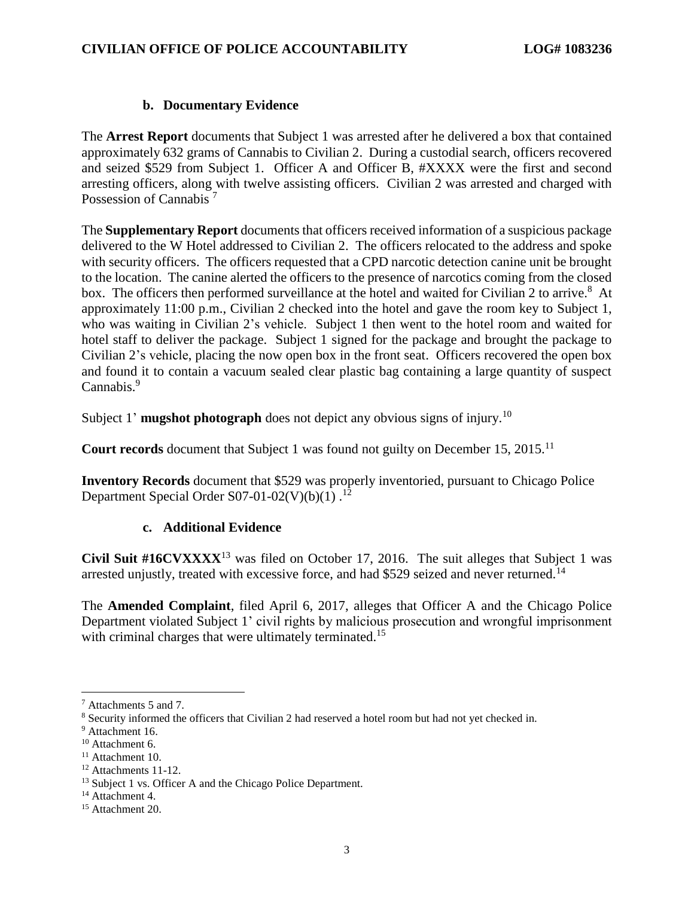### b. Documentary Evidence

The **Arrest Report** documents that Subject 1 was arrested after he delivered a box that contained approximately 632 grams of Cannabis to Civilian 2. During a custodial search, officers recovered and seized $529 from Subject 1. Officer A and Officer B, #XXXX were the first and second arresting officers, along with twelve assisting officers. Civilian 2 was arrested and charged with Possession of Cannabis [7]

The **Supplementary Report** documents that officers received information of a suspicious package delivered to the W Hotel addressed to Civilian 2. The officers relocated to the address and spoke with security officers. The officers requested that a CPD narcotic detection canine unit be brought to the location. The canine alerted the officers to the presence of narcotics coming from the closed box. The officers then performed surveillance at the hotel and waited for Civilian 2 to arrive.[8] At approximately 11:00 p.m., Civilian 2 checked into the hotel and gave the room key to Subject 1, who was waiting in Civilian 2's vehicle. Subject 1 then went to the hotel room and waited for hotel staff to deliver the package. Subject 1 signed for the package and brought the package to Civilian 2's vehicle, placing the now open box in the front seat. Officers recovered the open box and found it to contain a vacuum sealed clear plastic bag containing a large quantity of suspect Cannabis.[9]

Subject 1' **mugshot photograph** does not depict any obvious signs of injury.[10]

**Court records** document that Subject 1 was found not guilty on December 15, 2015.[11]

**Inventory Records** document that $529 was properly inventoried, pursuant to Chicago Police Department Special Order S07-01-02(V)(b)(1) .[12]

### c. Additional Evidence

**Civil Suit #16CVXXXX**[13] was filed on October 17, 2016. The suit alleges that Subject 1 was arrested unjustly, treated with excessive force, and had $529 seized and never returned.[14]

The **Amended Complaint**, filed April 6, 2017, alleges that Officer A and the Chicago Police Department violated Subject 1' civil rights by malicious prosecution and wrongful imprisonment with criminal charges that were ultimately terminated.[15]

---

[7] Attachments 5 and 7.

[8] Security informed the officers that Civilian 2 had reserved a hotel room but had not yet checked in.

[9] Attachment 16.

[10] Attachment 6.

[11] Attachment 10.

[12] Attachments 11-12.

[13] Subject 1 vs. Officer A and the Chicago Police Department.

[14] Attachment 4.

[15] Attachment 20.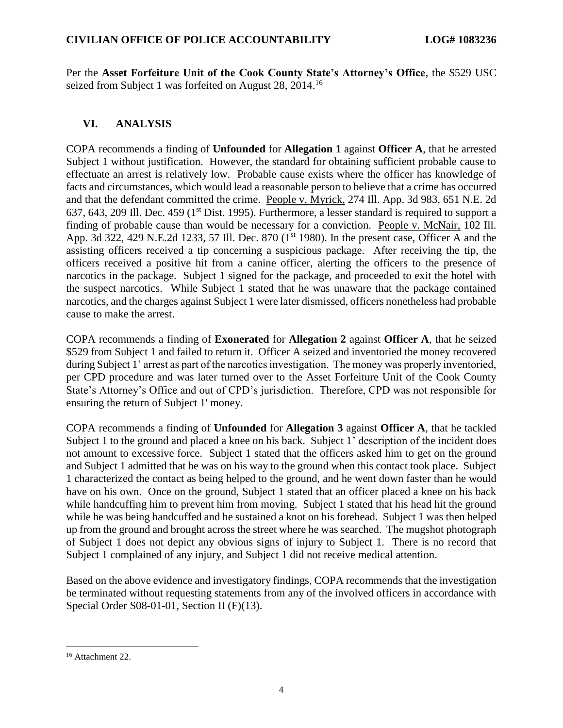Per the **Asset Forfeiture Unit of the Cook County State's Attorney's Office**, the $529 USC seized from Subject 1 was forfeited on August 28, 2014.[16]

## VI. ANALYSIS

COPA recommends a finding of **Unfounded** for **Allegation 1** against **Officer A**, that he arrested Subject 1 without justification. However, the standard for obtaining sufficient probable cause to effectuate an arrest is relatively low. Probable cause exists where the officer has knowledge of facts and circumstances, which would lead a reasonable person to believe that a crime has occurred and that the defendant committed the crime. People v. Myrick, 274 Ill. App. 3d 983, 651 N.E. 2d 637, 643, 209 Ill. Dec. 459 (1st Dist. 1995). Furthermore, a lesser standard is required to support a finding of probable cause than would be necessary for a conviction. People v. McNair, 102 Ill. App. 3d 322, 429 N.E.2d 1233, 57 Ill. Dec. 870 (1st 1980). In the present case, Officer A and the assisting officers received a tip concerning a suspicious package. After receiving the tip, the officers received a positive hit from a canine officer, alerting the officers to the presence of narcotics in the package. Subject 1 signed for the package, and proceeded to exit the hotel with the suspect narcotics. While Subject 1 stated that he was unaware that the package contained narcotics, and the charges against Subject 1 were later dismissed, officers nonetheless had probable cause to make the arrest.

COPA recommends a finding of **Exonerated** for **Allegation 2** against **Officer A**, that he seized $529 from Subject 1 and failed to return it. Officer A seized and inventoried the money recovered during Subject 1' arrest as part of the narcotics investigation. The money was properly inventoried, per CPD procedure and was later turned over to the Asset Forfeiture Unit of the Cook County State's Attorney's Office and out of CPD's jurisdiction. Therefore, CPD was not responsible for ensuring the return of Subject 1' money.

COPA recommends a finding of **Unfounded** for **Allegation 3** against **Officer A**, that he tackled Subject 1 to the ground and placed a knee on his back. Subject 1' description of the incident does not amount to excessive force. Subject 1 stated that the officers asked him to get on the ground and Subject 1 admitted that he was on his way to the ground when this contact took place. Subject 1 characterized the contact as being helped to the ground, and he went down faster than he would have on his own. Once on the ground, Subject 1 stated that an officer placed a knee on his back while handcuffing him to prevent him from moving. Subject 1 stated that his head hit the ground while he was being handcuffed and he sustained a knot on his forehead. Subject 1 was then helped up from the ground and brought across the street where he was searched. The mugshot photograph of Subject 1 does not depict any obvious signs of injury to Subject 1. There is no record that Subject 1 complained of any injury, and Subject 1 did not receive medical attention.

Based on the above evidence and investigatory findings, COPA recommends that the investigation be terminated without requesting statements from any of the involved officers in accordance with Special Order S08-01-01, Section II (F)(13).

---

[16] Attachment 22.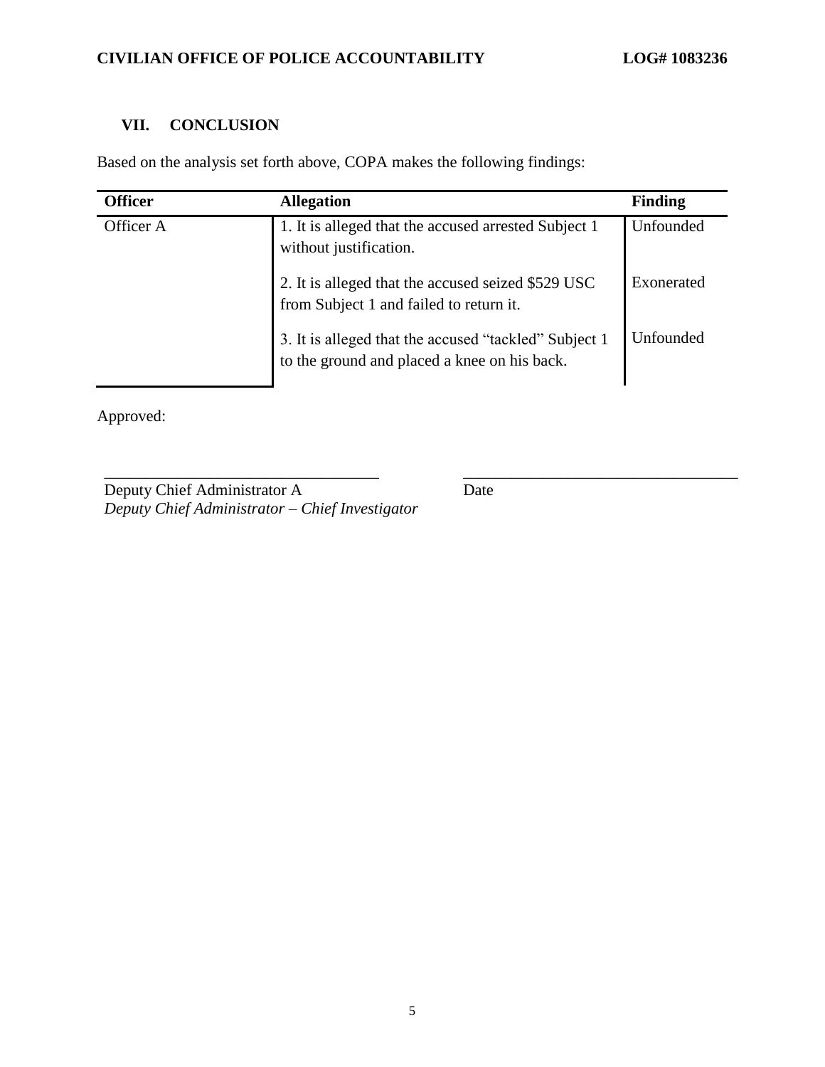## VII. CONCLUSION

Based on the analysis set forth above, COPA makes the following findings:

| Officer | Allegation | Finding |
| --- | --- | --- |
| Officer A | 1. It is alleged that the accused arrested Subject 1 without justification. | Unfounded |
| | 2. It is alleged that the accused seized $529 USC from Subject 1 and failed to return it. | Exonerated |
| | 3. It is alleged that the accused "tackled" Subject 1 to the ground and placed a knee on his back. | Unfounded |

Approved:

__________________________________ __________________________________

Deputy Chief Administrator A Date

*Deputy Chief Administrator – Chief Investigator*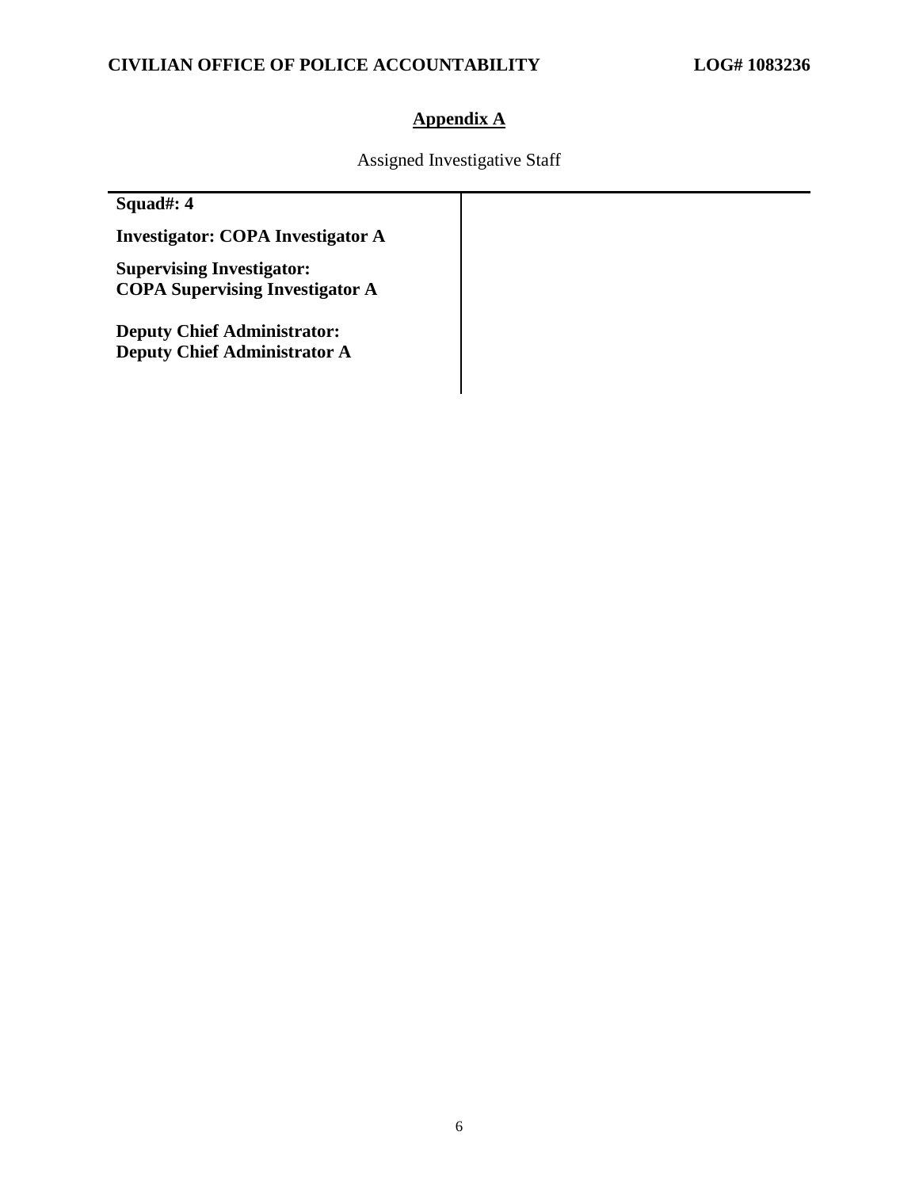## Appendix A

Assigned Investigative Staff

| | |
|---|---|
| **Squad#: 4**<br><br>**Investigator: COPA Investigator A**<br><br>**Supervising Investigator:**<br>**COPA Supervising Investigator A**<br><br>**Deputy Chief Administrator:**<br>**Deputy Chief Administrator A** | |